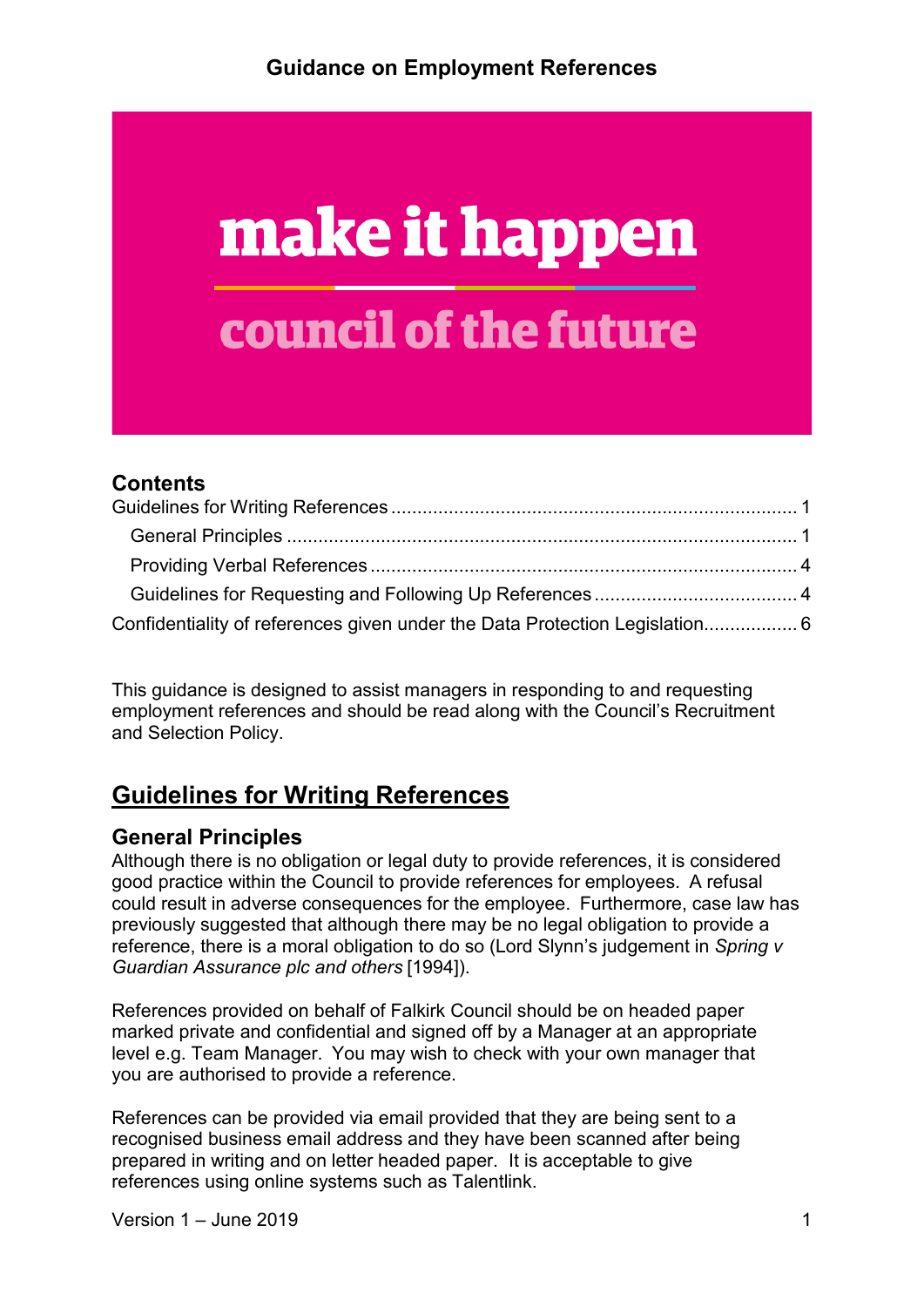# Guidance on Employment References

make it happen

council of the future

## Contents

Guidelines for Writing References .............................................................................. 1
General Principles .................................................................................................. 1
Providing Verbal References ................................................................................... 4
Guidelines for Requesting and Following Up References ....................................... 4
Confidentiality of references given under the Data Protection Legislation.................. 6

This guidance is designed to assist managers in responding to and requesting employment references and should be read along with the Council's Recruitment and Selection Policy.

## Guidelines for Writing References

### General Principles

Although there is no obligation or legal duty to provide references, it is considered good practice within the Council to provide references for employees. A refusal could result in adverse consequences for the employee. Furthermore, case law has previously suggested that although there may be no legal obligation to provide a reference, there is a moral obligation to do so (Lord Slynn's judgement in *Spring v Guardian Assurance plc and others* [1994]).

References provided on behalf of Falkirk Council should be on headed paper marked private and confidential and signed off by a Manager at an appropriate level e.g. Team Manager. You may wish to check with your own manager that you are authorised to provide a reference.

References can be provided via email provided that they are being sent to a recognised business email address and they have been scanned after being prepared in writing and on letter headed paper. It is acceptable to give references using online systems such as Talentlink.

Version 1 – June 2019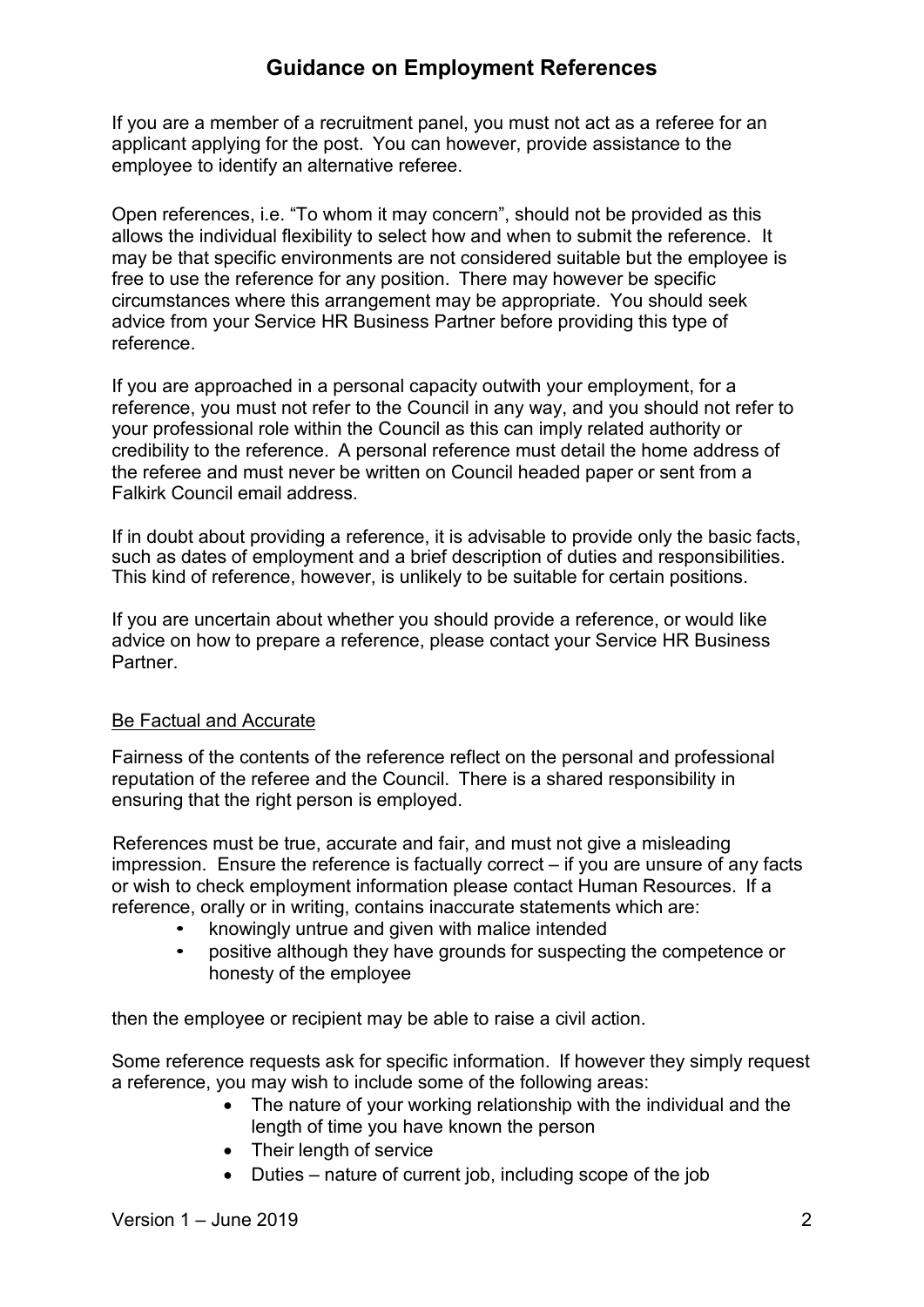# Guidance on Employment References

If you are a member of a recruitment panel, you must not act as a referee for an applicant applying for the post. You can however, provide assistance to the employee to identify an alternative referee.

Open references, i.e. "To whom it may concern", should not be provided as this allows the individual flexibility to select how and when to submit the reference. It may be that specific environments are not considered suitable but the employee is free to use the reference for any position. There may however be specific circumstances where this arrangement may be appropriate. You should seek advice from your Service HR Business Partner before providing this type of reference.

If you are approached in a personal capacity outwith your employment, for a reference, you must not refer to the Council in any way, and you should not refer to your professional role within the Council as this can imply related authority or credibility to the reference. A personal reference must detail the home address of the referee and must never be written on Council headed paper or sent from a Falkirk Council email address.

If in doubt about providing a reference, it is advisable to provide only the basic facts, such as dates of employment and a brief description of duties and responsibilities. This kind of reference, however, is unlikely to be suitable for certain positions.

If you are uncertain about whether you should provide a reference, or would like advice on how to prepare a reference, please contact your Service HR Business Partner.

## Be Factual and Accurate

Fairness of the contents of the reference reflect on the personal and professional reputation of the referee and the Council. There is a shared responsibility in ensuring that the right person is employed.

References must be true, accurate and fair, and must not give a misleading impression. Ensure the reference is factually correct – if you are unsure of any facts or wish to check employment information please contact Human Resources. If a reference, orally or in writing, contains inaccurate statements which are:

- knowingly untrue and given with malice intended
- positive although they have grounds for suspecting the competence or honesty of the employee

then the employee or recipient may be able to raise a civil action.

Some reference requests ask for specific information. If however they simply request a reference, you may wish to include some of the following areas:

- The nature of your working relationship with the individual and the length of time you have known the person
- Their length of service
- Duties – nature of current job, including scope of the job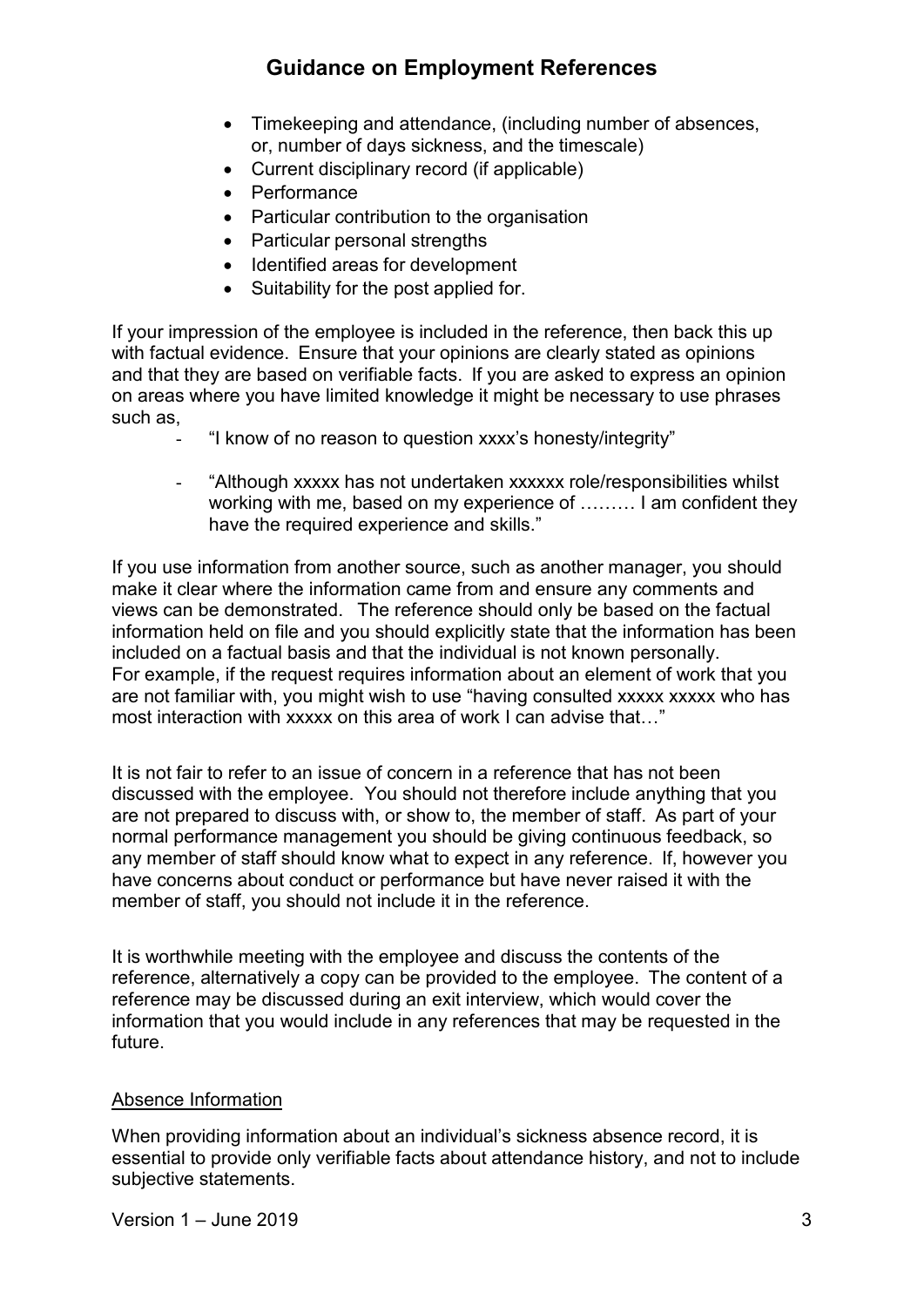- Timekeeping and attendance, (including number of absences, or, number of days sickness, and the timescale)
- Current disciplinary record (if applicable)
- Performance
- Particular contribution to the organisation
- Particular personal strengths
- Identified areas for development
- Suitability for the post applied for.

If your impression of the employee is included in the reference, then back this up with factual evidence. Ensure that your opinions are clearly stated as opinions and that they are based on verifiable facts. If you are asked to express an opinion on areas where you have limited knowledge it might be necessary to use phrases such as,

- "I know of no reason to question xxxx's honesty/integrity"
- "Although xxxxx has not undertaken xxxxxx role/responsibilities whilst working with me, based on my experience of ……… I am confident they have the required experience and skills."

If you use information from another source, such as another manager, you should make it clear where the information came from and ensure any comments and views can be demonstrated. The reference should only be based on the factual information held on file and you should explicitly state that the information has been included on a factual basis and that the individual is not known personally. For example, if the request requires information about an element of work that you are not familiar with, you might wish to use "having consulted xxxxx xxxxx who has most interaction with xxxxx on this area of work I can advise that…"

It is not fair to refer to an issue of concern in a reference that has not been discussed with the employee. You should not therefore include anything that you are not prepared to discuss with, or show to, the member of staff. As part of your normal performance management you should be giving continuous feedback, so any member of staff should know what to expect in any reference. If, however you have concerns about conduct or performance but have never raised it with the member of staff, you should not include it in the reference.

It is worthwhile meeting with the employee and discuss the contents of the reference, alternatively a copy can be provided to the employee. The content of a reference may be discussed during an exit interview, which would cover the information that you would include in any references that may be requested in the future.

## Absence Information

When providing information about an individual's sickness absence record, it is essential to provide only verifiable facts about attendance history, and not to include subjective statements.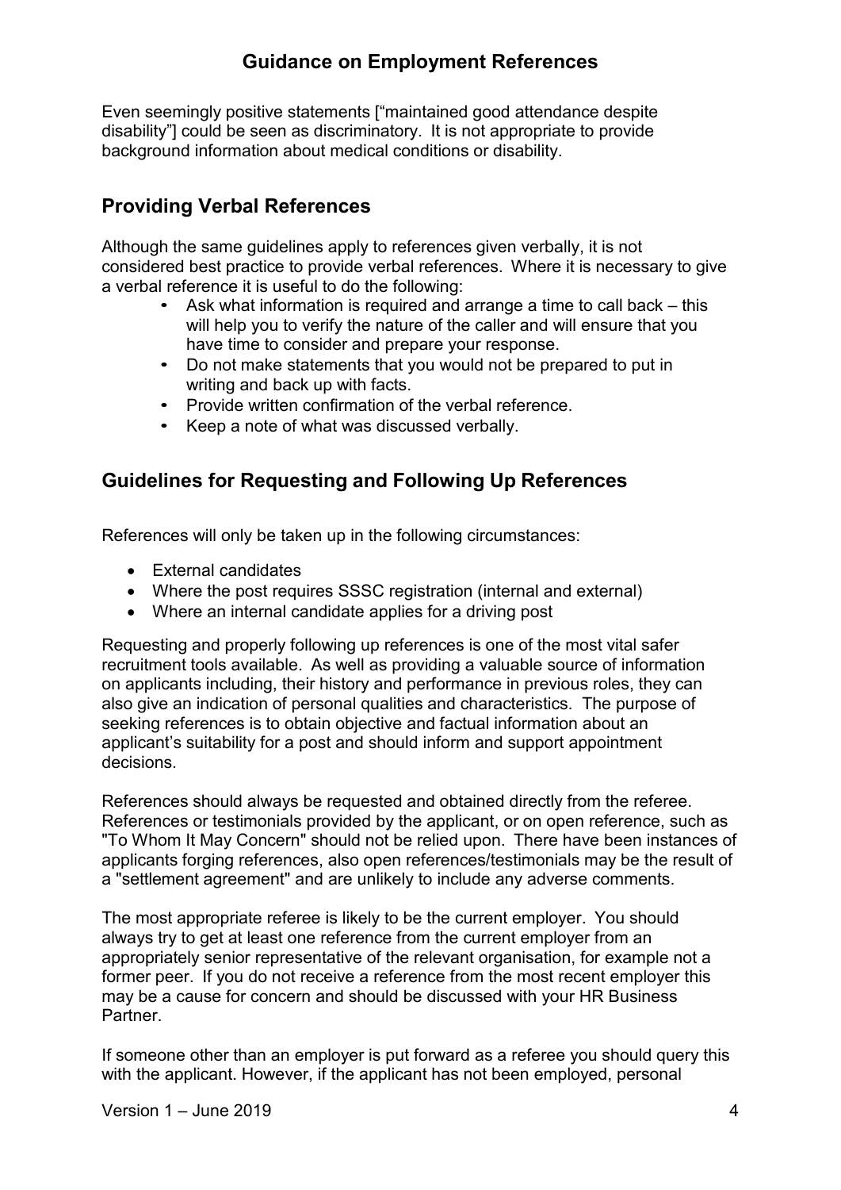Even seemingly positive statements ["maintained good attendance despite disability"] could be seen as discriminatory. It is not appropriate to provide background information about medical conditions or disability.

## Providing Verbal References

Although the same guidelines apply to references given verbally, it is not considered best practice to provide verbal references. Where it is necessary to give a verbal reference it is useful to do the following:

- Ask what information is required and arrange a time to call back – this will help you to verify the nature of the caller and will ensure that you have time to consider and prepare your response.
- Do not make statements that you would not be prepared to put in writing and back up with facts.
- Provide written confirmation of the verbal reference.
- Keep a note of what was discussed verbally.

## Guidelines for Requesting and Following Up References

References will only be taken up in the following circumstances:

- External candidates
- Where the post requires SSSC registration (internal and external)
- Where an internal candidate applies for a driving post

Requesting and properly following up references is one of the most vital safer recruitment tools available. As well as providing a valuable source of information on applicants including, their history and performance in previous roles, they can also give an indication of personal qualities and characteristics. The purpose of seeking references is to obtain objective and factual information about an applicant's suitability for a post and should inform and support appointment decisions.

References should always be requested and obtained directly from the referee. References or testimonials provided by the applicant, or on open reference, such as "To Whom It May Concern" should not be relied upon. There have been instances of applicants forging references, also open references/testimonials may be the result of a "settlement agreement" and are unlikely to include any adverse comments.

The most appropriate referee is likely to be the current employer. You should always try to get at least one reference from the current employer from an appropriately senior representative of the relevant organisation, for example not a former peer. If you do not receive a reference from the most recent employer this may be a cause for concern and should be discussed with your HR Business Partner.

If someone other than an employer is put forward as a referee you should query this with the applicant. However, if the applicant has not been employed, personal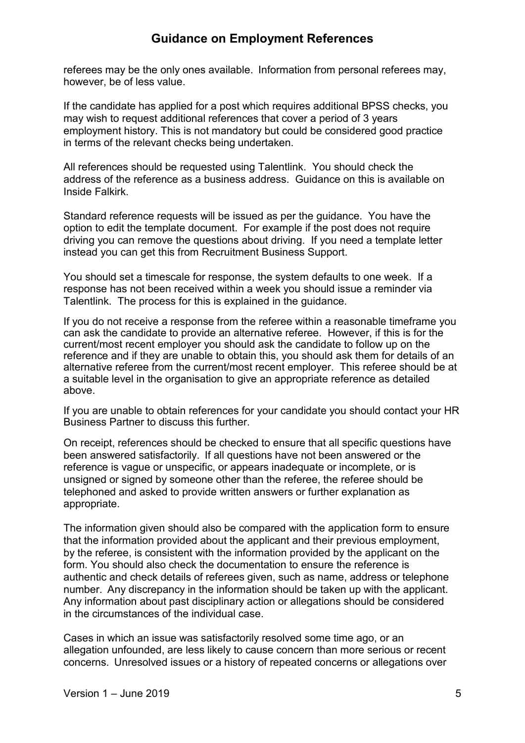referees may be the only ones available. Information from personal referees may, however, be of less value.

If the candidate has applied for a post which requires additional BPSS checks, you may wish to request additional references that cover a period of 3 years employment history. This is not mandatory but could be considered good practice in terms of the relevant checks being undertaken.

All references should be requested using Talentlink. You should check the address of the reference as a business address. Guidance on this is available on Inside Falkirk.

Standard reference requests will be issued as per the guidance. You have the option to edit the template document. For example if the post does not require driving you can remove the questions about driving. If you need a template letter instead you can get this from Recruitment Business Support.

You should set a timescale for response, the system defaults to one week. If a response has not been received within a week you should issue a reminder via Talentlink. The process for this is explained in the guidance.

If you do not receive a response from the referee within a reasonable timeframe you can ask the candidate to provide an alternative referee. However, if this is for the current/most recent employer you should ask the candidate to follow up on the reference and if they are unable to obtain this, you should ask them for details of an alternative referee from the current/most recent employer. This referee should be at a suitable level in the organisation to give an appropriate reference as detailed above.

If you are unable to obtain references for your candidate you should contact your HR Business Partner to discuss this further.

On receipt, references should be checked to ensure that all specific questions have been answered satisfactorily. If all questions have not been answered or the reference is vague or unspecific, or appears inadequate or incomplete, or is unsigned or signed by someone other than the referee, the referee should be telephoned and asked to provide written answers or further explanation as appropriate.

The information given should also be compared with the application form to ensure that the information provided about the applicant and their previous employment, by the referee, is consistent with the information provided by the applicant on the form. You should also check the documentation to ensure the reference is authentic and check details of referees given, such as name, address or telephone number. Any discrepancy in the information should be taken up with the applicant. Any information about past disciplinary action or allegations should be considered in the circumstances of the individual case.

Cases in which an issue was satisfactorily resolved some time ago, or an allegation unfounded, are less likely to cause concern than more serious or recent concerns. Unresolved issues or a history of repeated concerns or allegations over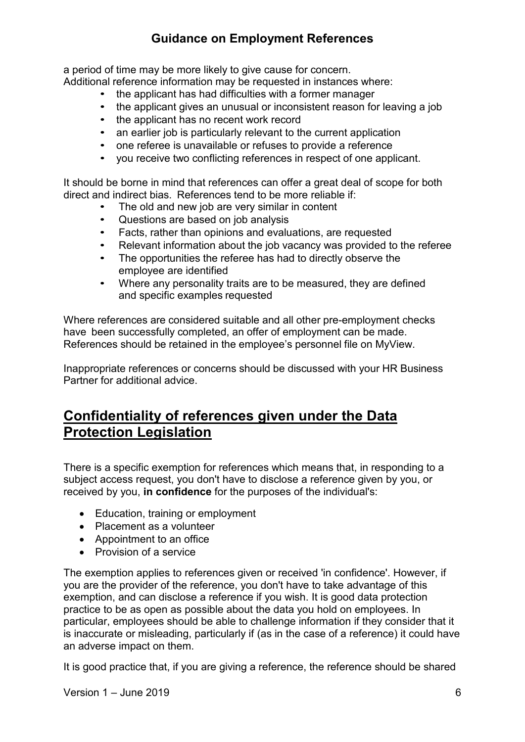a period of time may be more likely to give cause for concern.
Additional reference information may be requested in instances where:

- the applicant has had difficulties with a former manager
- the applicant gives an unusual or inconsistent reason for leaving a job
- the applicant has no recent work record
- an earlier job is particularly relevant to the current application
- one referee is unavailable or refuses to provide a reference
- you receive two conflicting references in respect of one applicant.

It should be borne in mind that references can offer a great deal of scope for both direct and indirect bias. References tend to be more reliable if:

- The old and new job are very similar in content
- Questions are based on job analysis
- Facts, rather than opinions and evaluations, are requested
- Relevant information about the job vacancy was provided to the referee
- The opportunities the referee has had to directly observe the employee are identified
- Where any personality traits are to be measured, they are defined and specific examples requested

Where references are considered suitable and all other pre-employment checks have been successfully completed, an offer of employment can be made. References should be retained in the employee's personnel file on MyView.

Inappropriate references or concerns should be discussed with your HR Business Partner for additional advice.

## Confidentiality of references given under the Data Protection Legislation

There is a specific exemption for references which means that, in responding to a subject access request, you don't have to disclose a reference given by you, or received by you, **in confidence** for the purposes of the individual's:

- Education, training or employment
- Placement as a volunteer
- Appointment to an office
- Provision of a service

The exemption applies to references given or received 'in confidence'. However, if you are the provider of the reference, you don't have to take advantage of this exemption, and can disclose a reference if you wish. It is good data protection practice to be as open as possible about the data you hold on employees. In particular, employees should be able to challenge information if they consider that it is inaccurate or misleading, particularly if (as in the case of a reference) it could have an adverse impact on them.

It is good practice that, if you are giving a reference, the reference should be shared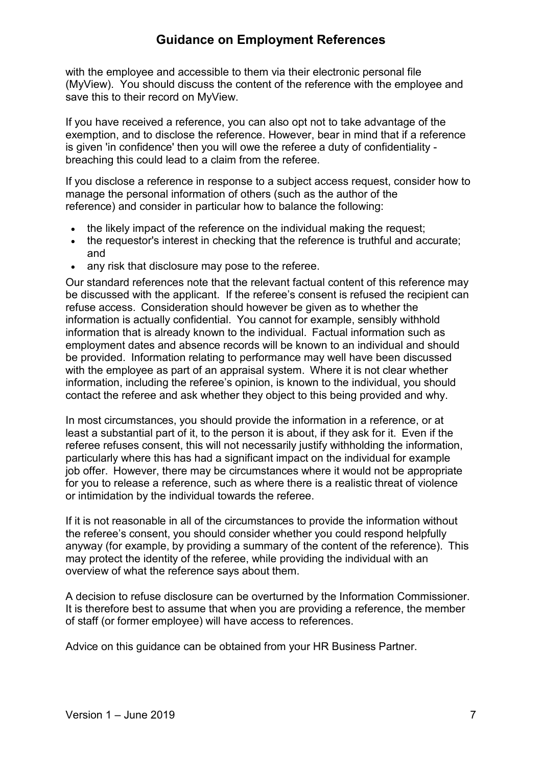with the employee and accessible to them via their electronic personal file (MyView). You should discuss the content of the reference with the employee and save this to their record on MyView.

If you have received a reference, you can also opt not to take advantage of the exemption, and to disclose the reference. However, bear in mind that if a reference is given 'in confidence' then you will owe the referee a duty of confidentiality - breaching this could lead to a claim from the referee.

If you disclose a reference in response to a subject access request, consider how to manage the personal information of others (such as the author of the reference) and consider in particular how to balance the following:

- the likely impact of the reference on the individual making the request;
- the requestor's interest in checking that the reference is truthful and accurate; and
- any risk that disclosure may pose to the referee.

Our standard references note that the relevant factual content of this reference may be discussed with the applicant. If the referee's consent is refused the recipient can refuse access. Consideration should however be given as to whether the information is actually confidential. You cannot for example, sensibly withhold information that is already known to the individual. Factual information such as employment dates and absence records will be known to an individual and should be provided. Information relating to performance may well have been discussed with the employee as part of an appraisal system. Where it is not clear whether information, including the referee's opinion, is known to the individual, you should contact the referee and ask whether they object to this being provided and why.

In most circumstances, you should provide the information in a reference, or at least a substantial part of it, to the person it is about, if they ask for it. Even if the referee refuses consent, this will not necessarily justify withholding the information, particularly where this has had a significant impact on the individual for example job offer. However, there may be circumstances where it would not be appropriate for you to release a reference, such as where there is a realistic threat of violence or intimidation by the individual towards the referee.

If it is not reasonable in all of the circumstances to provide the information without the referee's consent, you should consider whether you could respond helpfully anyway (for example, by providing a summary of the content of the reference). This may protect the identity of the referee, while providing the individual with an overview of what the reference says about them.

A decision to refuse disclosure can be overturned by the Information Commissioner. It is therefore best to assume that when you are providing a reference, the member of staff (or former employee) will have access to references.

Advice on this guidance can be obtained from your HR Business Partner.